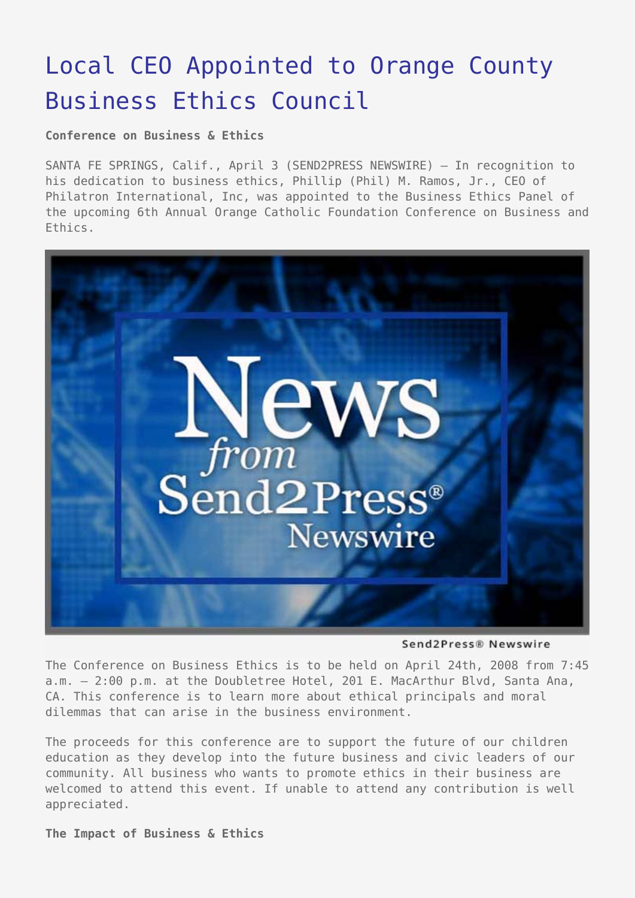# Local CEO Appointed to Orange County Business Ethics Council

**Conference on Business & Ethics**

SANTA FE SPRINGS, Calif., April 3 (SEND2PRESS NEWSWIRE) — In recognition to his dedication to business ethics, Phillip (Phil) M. Ramos, Jr., CEO of Philatron International, Inc, was appointed to the Business Ethics Panel of the upcoming 6th Annual Orange Catholic Foundation Conference on Business and Ethics.

Send2Press® Newswire

The Conference on Business Ethics is to be held on April 24th, 2008 from 7:45 a.m. – 2:00 p.m. at the Doubletree Hotel, 201 E. MacArthur Blvd, Santa Ana, CA. This conference is to learn more about ethical principals and moral dilemmas that can arise in the business environment.

The proceeds for this conference are to support the future of our children education as they develop into the future business and civic leaders of our community. All business who wants to promote ethics in their business are welcomed to attend this event. If unable to attend any contribution is well appreciated.

**The Impact of Business & Ethics**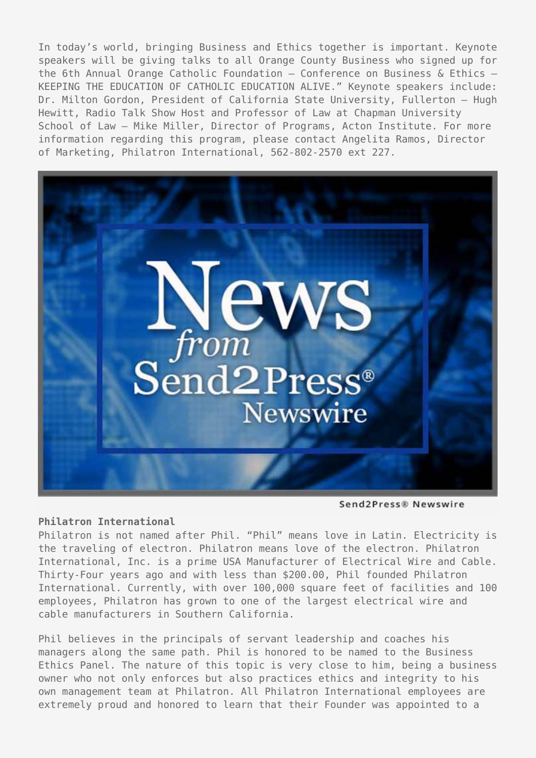In today's world, bringing Business and Ethics together is important. Keynote speakers will be giving talks to all Orange County Business who signed up for the 6th Annual Orange Catholic Foundation – Conference on Business & Ethics – KEEPING THE EDUCATION OF CATHOLIC EDUCATION ALIVE." Keynote speakers include: Dr. Milton Gordon, President of California State University, Fullerton – Hugh Hewitt, Radio Talk Show Host and Professor of Law at Chapman University School of Law – Mike Miller, Director of Programs, Acton Institute. For more information regarding this program, please contact Angelita Ramos, Director of Marketing, Philatron International, 562-802-2570 ext 227.

Send2Press® Newswire

**Philatron International**
Philatron is not named after Phil. "Phil" means love in Latin. Electricity is the traveling of electron. Philatron means love of the electron. Philatron International, Inc. is a prime USA Manufacturer of Electrical Wire and Cable. Thirty-Four years ago and with less than $200.00, Phil founded Philatron International. Currently, with over 100,000 square feet of facilities and 100 employees, Philatron has grown to one of the largest electrical wire and cable manufacturers in Southern California.

Phil believes in the principals of servant leadership and coaches his managers along the same path. Phil is honored to be named to the Business Ethics Panel. The nature of this topic is very close to him, being a business owner who not only enforces but also practices ethics and integrity to his own management team at Philatron. All Philatron International employees are extremely proud and honored to learn that their Founder was appointed to a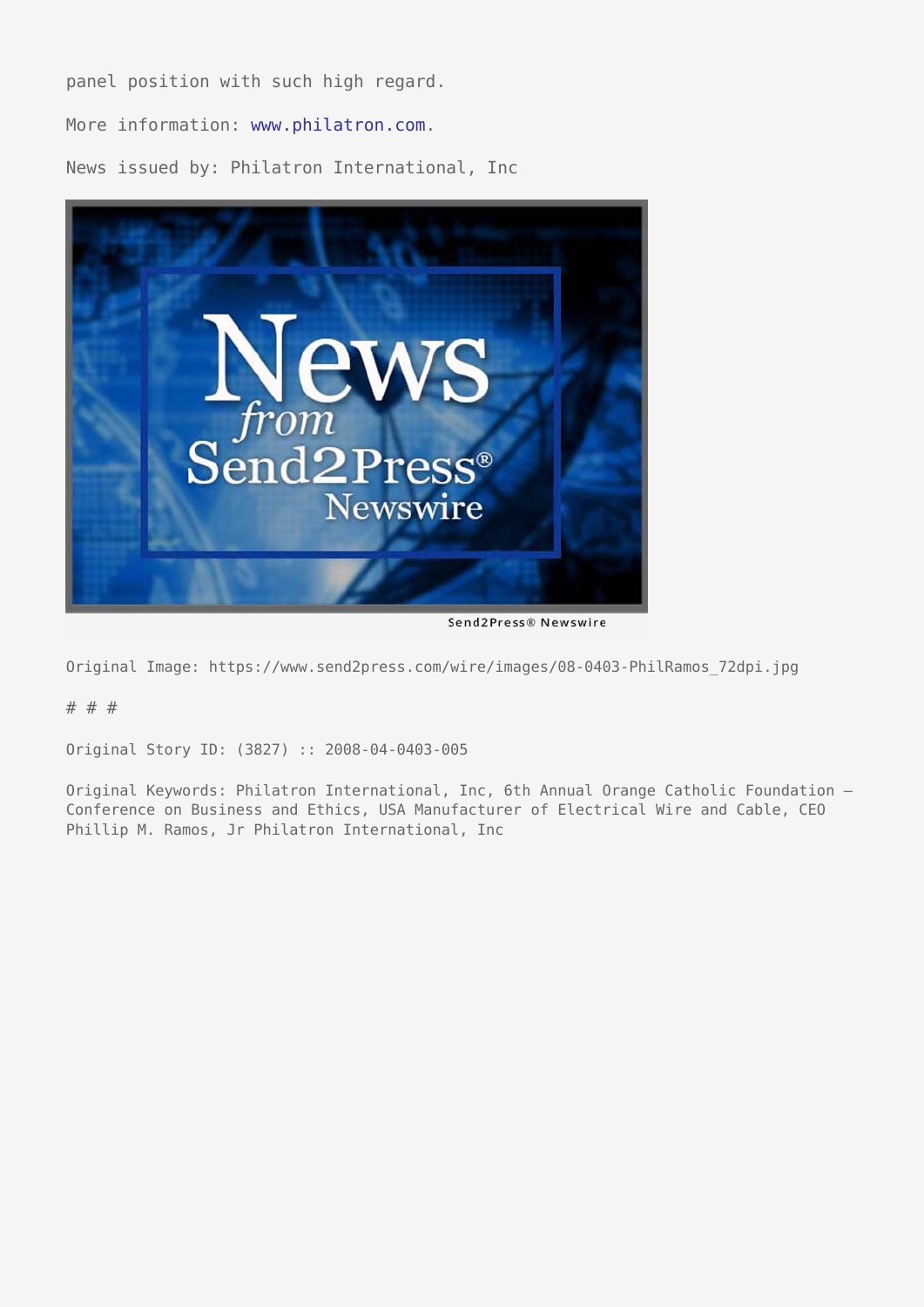panel position with such high regard.

More information: www.philatron.com.

News issued by: Philatron International, Inc

Send2Press® Newswire

Original Image: https://www.send2press.com/wire/images/08-0403-PhilRamos_72dpi.jpg

# # #

Original Story ID: (3827) :: 2008-04-0403-005

Original Keywords: Philatron International, Inc, 6th Annual Orange Catholic Foundation – Conference on Business and Ethics, USA Manufacturer of Electrical Wire and Cable, CEO Phillip M. Ramos, Jr Philatron International, Inc